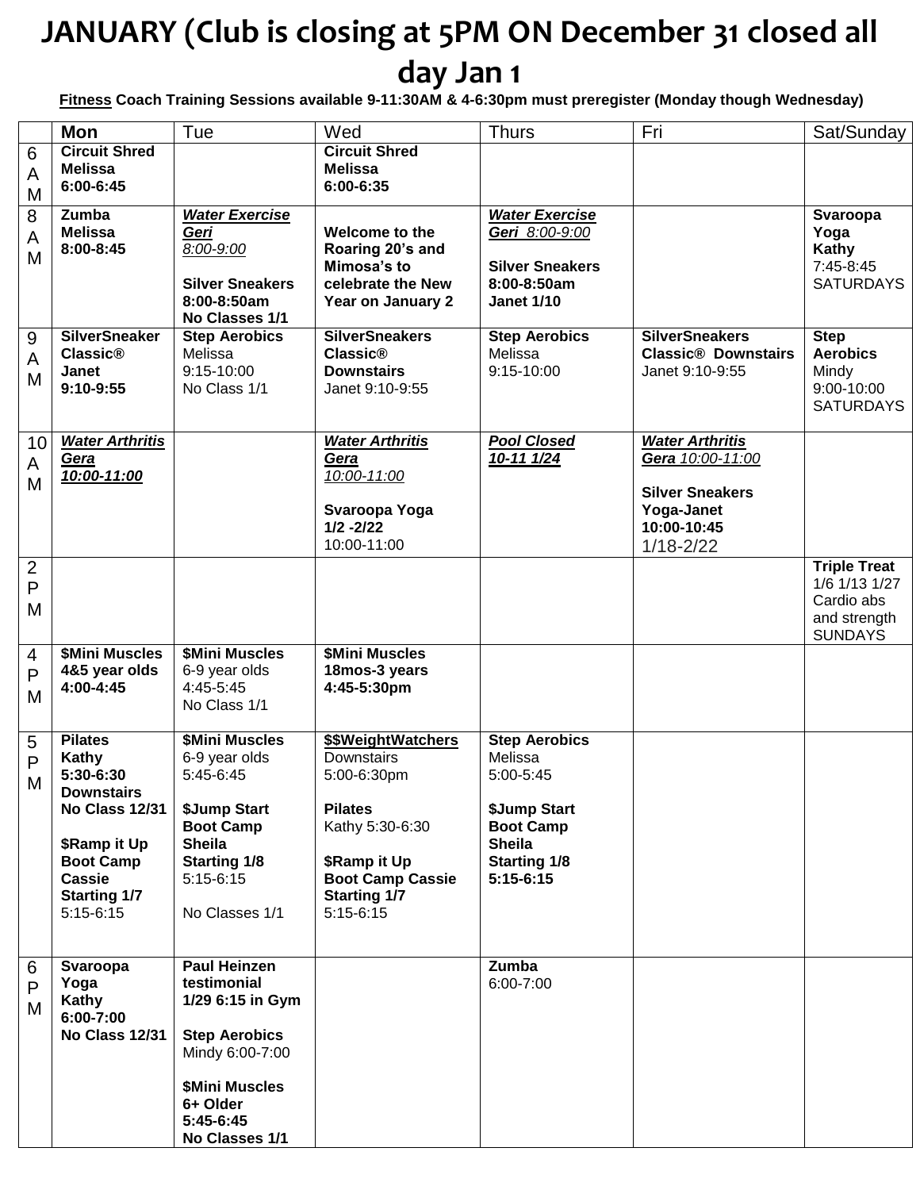# JANUARY (Club is closing at 5PM ON December 31 closed all day Jan 1

**Fitness Coach Training Sessions available 9-11:30AM & 4-6:30pm must preregister (Monday though Wednesday)**

| | Mon | Tue | Wed | Thurs | Fri | Sat/Sunday |
|---|---|---|---|---|---|---|
| 6 AM | **Circuit Shred Melissa 6:00-6:45** | | **Circuit Shred Melissa 6:00-6:35** | | | |
| 8 AM | **Zumba Melissa 8:00-8:45** | ***Water Exercise Geri*** *8:00-9:00*<br><br>**Silver Sneakers 8:00-8:50am No Classes 1/1** | **Welcome to the Roaring 20's and Mimosa's to celebrate the New Year on January 2** | ***Water Exercise Geri*** *8:00-9:00*<br><br>**Silver Sneakers 8:00-8:50am Janet 1/10** | | **Svaroopa Yoga Kathy** 7:45-8:45 SATURDAYS |
| 9 AM | **SilverSneaker Classic® Janet 9:10-9:55** | **Step Aerobics** Melissa 9:15-10:00 No Class 1/1 | **SilverSneakers Classic® Downstairs** Janet 9:10-9:55 | **Step Aerobics** Melissa 9:15-10:00 | **SilverSneakers Classic® Downstairs** Janet 9:10-9:55 | **Step Aerobics** Mindy 9:00-10:00 SATURDAYS |
| 10 AM | ***Water Arthritis Gera 10:00-11:00*** | | ***Water Arthritis Gera*** *10:00-11:00*<br><br>**Svaroopa Yoga 1/2 -2/22** 10:00-11:00 | ***Pool Closed 10-11 1/24*** | ***Water Arthritis Gera*** *10:00-11:00*<br><br>**Silver Sneakers Yoga-Janet 10:00-10:45** 1/18-2/22 | |
| 2 PM | | | | | | **Triple Treat** 1/6 1/13 1/27 Cardio abs and strength SUNDAYS |
| 4 PM | **$Mini Muscles 4&5 year olds 4:00-4:45** | **$Mini Muscles** 6-9 year olds 4:45-5:45 No Class 1/1 | **$Mini Muscles 18mos-3 years 4:45-5:30pm** | | | |
| 5 PM | **Pilates Kathy 5:30-6:30 Downstairs No Class 12/31**<br><br>**$Ramp it Up Boot Camp Cassie Starting 1/7** 5:15-6:15 | **$Mini Muscles** 6-9 year olds 5:45-6:45<br><br>**$Jump Start Boot Camp Sheila Starting 1/8** 5:15-6:15<br><br>No Classes 1/1 | **$$WeightWatchers** Downstairs 5:00-6:30pm<br><br>**Pilates** Kathy 5:30-6:30<br><br>**$Ramp it Up Boot Camp Cassie Starting 1/7** 5:15-6:15 | **Step Aerobics** Melissa 5:00-5:45<br><br>**$Jump Start Boot Camp Sheila Starting 1/8 5:15-6:15** | | |
| 6 PM | **Svaroopa Yoga Kathy 6:00-7:00 No Class 12/31** | **Paul Heinzen testimonial 1/29 6:15 in Gym**<br><br>**Step Aerobics** Mindy 6:00-7:00<br><br>**$Mini Muscles 6+ Older 5:45-6:45 No Classes 1/1** | | **Zumba** 6:00-7:00 | | |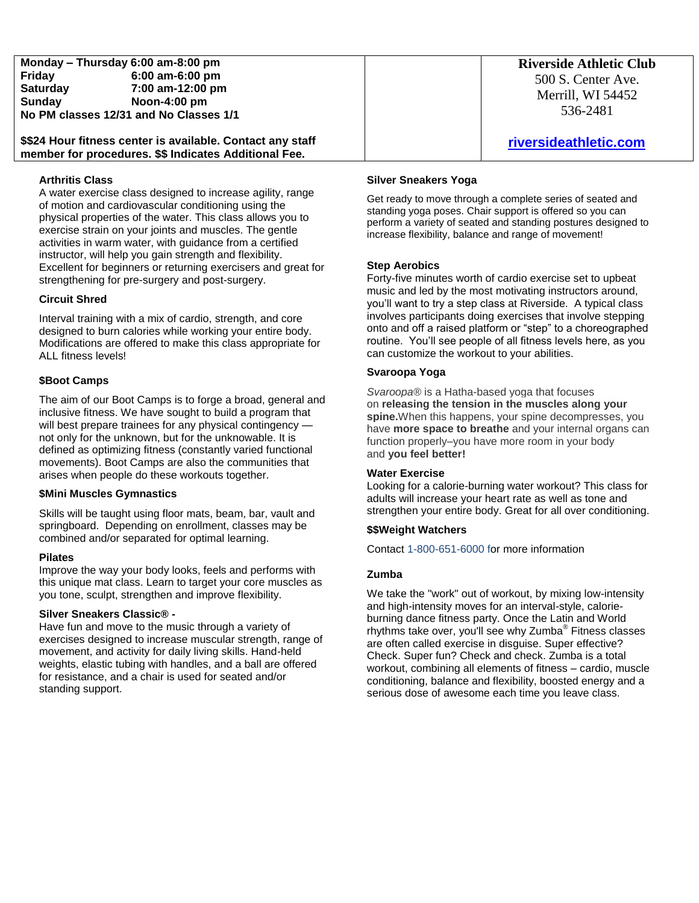**Monday – Thursday 6:00 am-8:00 pm**
**Friday 6:00 am-6:00 pm**
**Saturday 7:00 am-12:00 pm**
**Sunday Noon-4:00 pm**
**No PM classes 12/31 and No Classes 1/1**

**$$24 Hour fitness center is available. Contact any staff member for procedures. $$ Indicates Additional Fee.**

**Riverside Athletic Club**
500 S. Center Ave.
Merrill, WI 54452
536-2481

**riversideathletic.com**

### Arthritis Class

A water exercise class designed to increase agility, range of motion and cardiovascular conditioning using the physical properties of the water. This class allows you to exercise strain on your joints and muscles. The gentle activities in warm water, with guidance from a certified instructor, will help you gain strength and flexibility. Excellent for beginners or returning exercisers and great for strengthening for pre-surgery and post-surgery.

### Circuit Shred

Interval training with a mix of cardio, strength, and core designed to burn calories while working your entire body. Modifications are offered to make this class appropriate for ALL fitness levels!

### $Boot Camps

The aim of our Boot Camps is to forge a broad, general and inclusive fitness. We have sought to build a program that will best prepare trainees for any physical contingency — not only for the unknown, but for the unknowable. It is defined as optimizing fitness (constantly varied functional movements). Boot Camps are also the communities that arises when people do these workouts together.

### $Mini Muscles Gymnastics

Skills will be taught using floor mats, beam, bar, vault and springboard. Depending on enrollment, classes may be combined and/or separated for optimal learning.

### Pilates

Improve the way your body looks, feels and performs with this unique mat class. Learn to target your core muscles as you tone, sculpt, strengthen and improve flexibility.

### Silver Sneakers Classic® -

Have fun and move to the music through a variety of exercises designed to increase muscular strength, range of movement, and activity for daily living skills. Hand-held weights, elastic tubing with handles, and a ball are offered for resistance, and a chair is used for seated and/or standing support.

### Silver Sneakers Yoga

Get ready to move through a complete series of seated and standing yoga poses. Chair support is offered so you can perform a variety of seated and standing postures designed to increase flexibility, balance and range of movement!

### Step Aerobics

Forty-five minutes worth of cardio exercise set to upbeat music and led by the most motivating instructors around, you'll want to try a step class at Riverside. A typical class involves participants doing exercises that involve stepping onto and off a raised platform or "step" to a choreographed routine. You'll see people of all fitness levels here, as you can customize the workout to your abilities.

### Svaroopa Yoga

*Svaroopa®* is a Hatha-based yoga that focuses on **releasing the tension in the muscles along your spine.** When this happens, your spine decompresses, you have **more space to breathe** and your internal organs can function properly–you have more room in your body and **you feel better!**

### Water Exercise

Looking for a calorie-burning water workout? This class for adults will increase your heart rate as well as tone and strengthen your entire body. Great for all over conditioning.

### $$Weight Watchers

Contact 1-800-651-6000 for more information

### Zumba

We take the "work" out of workout, by mixing low-intensity and high-intensity moves for an interval-style, calorie-burning dance fitness party. Once the Latin and World rhythms take over, you'll see why Zumba® Fitness classes are often called exercise in disguise. Super effective? Check. Super fun? Check and check. Zumba is a total workout, combining all elements of fitness – cardio, muscle conditioning, balance and flexibility, boosted energy and a serious dose of awesome each time you leave class.